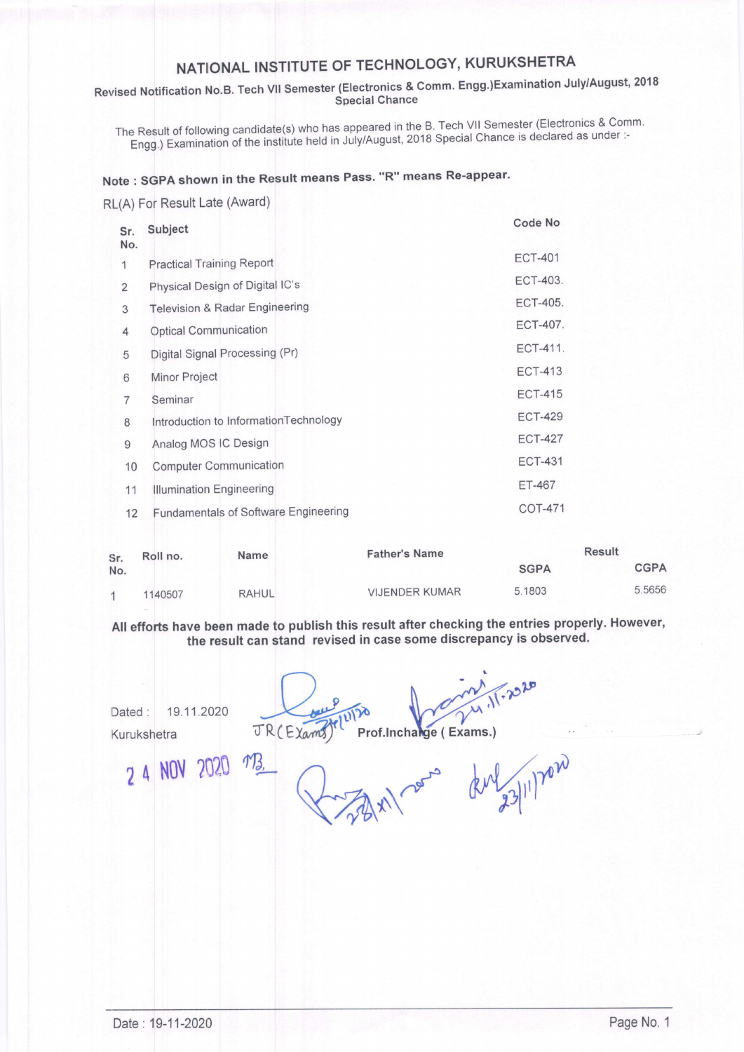# NATIONAL INSTITUTE OF TECHNOLOGY, KURUKSHETRA

**Revised Notification No.B. Tech VII Semester (Electronics & Comm. Engg.)Examination July/August, 2018 Special Chance**

The Result of following candidate(s) who has appeared in the B. Tech VII Semester (Electronics & Comm. Engg.) Examination of the institute held in July/August, 2018 Special Chance is declared as under :-

**Note : SGPA shown in the Result means Pass. "R" means Re-appear.**

RL(A) For Result Late (Award)

| Sr. No. | Subject | Code No |
|---|---|---|
| 1 | Practical Training Report | ECT-401 |
| 2 | Physical Design of Digital IC's | ECT-403. |
| 3 | Television & Radar Engineering | ECT-405. |
| 4 | Optical Communication | ECT-407. |
| 5 | Digital Signal Processing (Pr) | ECT-411. |
| 6 | Minor Project | ECT-413 |
| 7 | Seminar | ECT-415 |
| 8 | Introduction to InformationTechnology | ECT-429 |
| 9 | Analog MOS IC Design | ECT-427 |
| 10 | Computer Communication | ECT-431 |
| 11 | Illumination Engineering | ET-467 |
| 12 | Fundamentals of Software Engineering | COT-471 |

| Sr. No. | Roll no. | Name | Father's Name | Result | |
|---|---|---|---|---|---|
| | | | | SGPA | CGPA |
| 1 | 1140507 | RAHUL | VIJENDER KUMAR | 5.1803 | 5.5656 |

**All efforts have been made to publish this result after checking the entries properly. However, the result can stand revised in case some discrepancy is observed.**

Dated : 19.11.2020

Kurukshetra

JR(Exams) 24/11/20

Prof.Incharge ( Exams.) 24.11.2020

24 NOV 2020

Date : 19-11-2020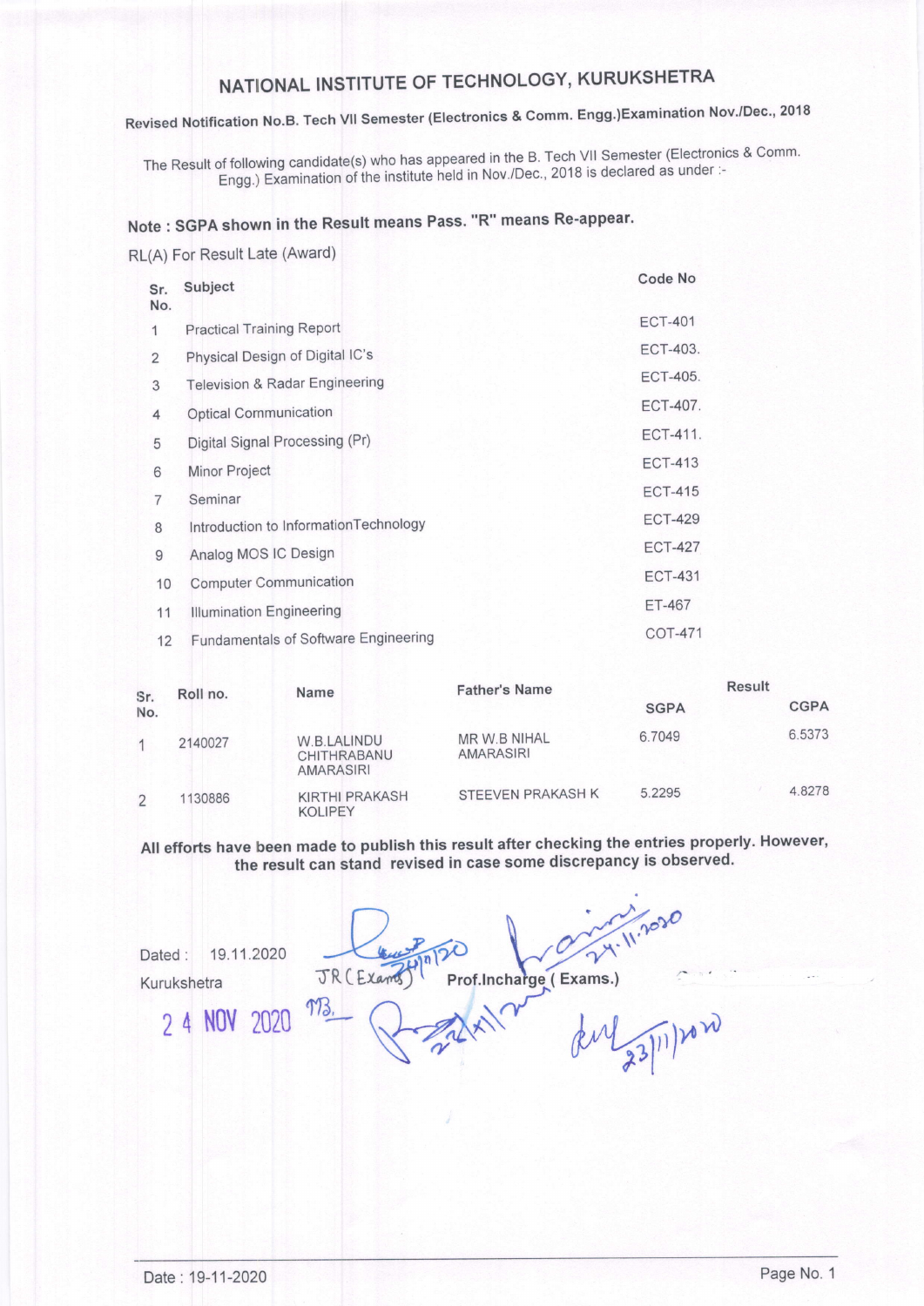# NATIONAL INSTITUTE OF TECHNOLOGY, KURUKSHETRA

## Revised Notification No.B. Tech VII Semester (Electronics & Comm. Engg.)Examination Nov./Dec., 2018

The Result of following candidate(s) who has appeared in the B. Tech VII Semester (Electronics & Comm. Engg.) Examination of the institute held in Nov./Dec., 2018 is declared as under :-

**Note : SGPA shown in the Result means Pass. "R" means Re-appear.**

RL(A) For Result Late (Award)

| Sr. No. | Subject | Code No |
|---|---|---|
| 1 | Practical Training Report | ECT-401 |
| 2 | Physical Design of Digital IC's | ECT-403. |
| 3 | Television & Radar Engineering | ECT-405. |
| 4 | Optical Communication | ECT-407. |
| 5 | Digital Signal Processing (Pr) | ECT-411. |
| 6 | Minor Project | ECT-413 |
| 7 | Seminar | ECT-415 |
| 8 | Introduction to InformationTechnology | ECT-429 |
| 9 | Analog MOS IC Design | ECT-427 |
| 10 | Computer Communication | ECT-431 |
| 11 | Illumination Engineering | ET-467 |
| 12 | Fundamentals of Software Engineering | COT-471 |

| Sr. No. | Roll no. | Name | Father's Name | Result | |
|---|---|---|---|---|---|
| | | | | SGPA | CGPA |
| 1 | 2140027 | W.B.LALINDU CHITHRABANU AMARASIRI | MR W.B NIHAL AMARASIRI | 6.7049 | 6.5373 |
| 2 | 1130886 | KIRTHI PRAKASH KOLIPEY | STEEVEN PRAKASH K | 5.2295 | 4.8278 |

**All efforts have been made to publish this result after checking the entries properly. However, the result can stand revised in case some discrepancy is observed.**

Dated : 19.11.2020

Kurukshetra

24 NOV 2020

JR (Exams) 24/11/20

Prof.Incharge ( Exams.) 24.11.2020

23/11/2020

Date : 19-11-2020